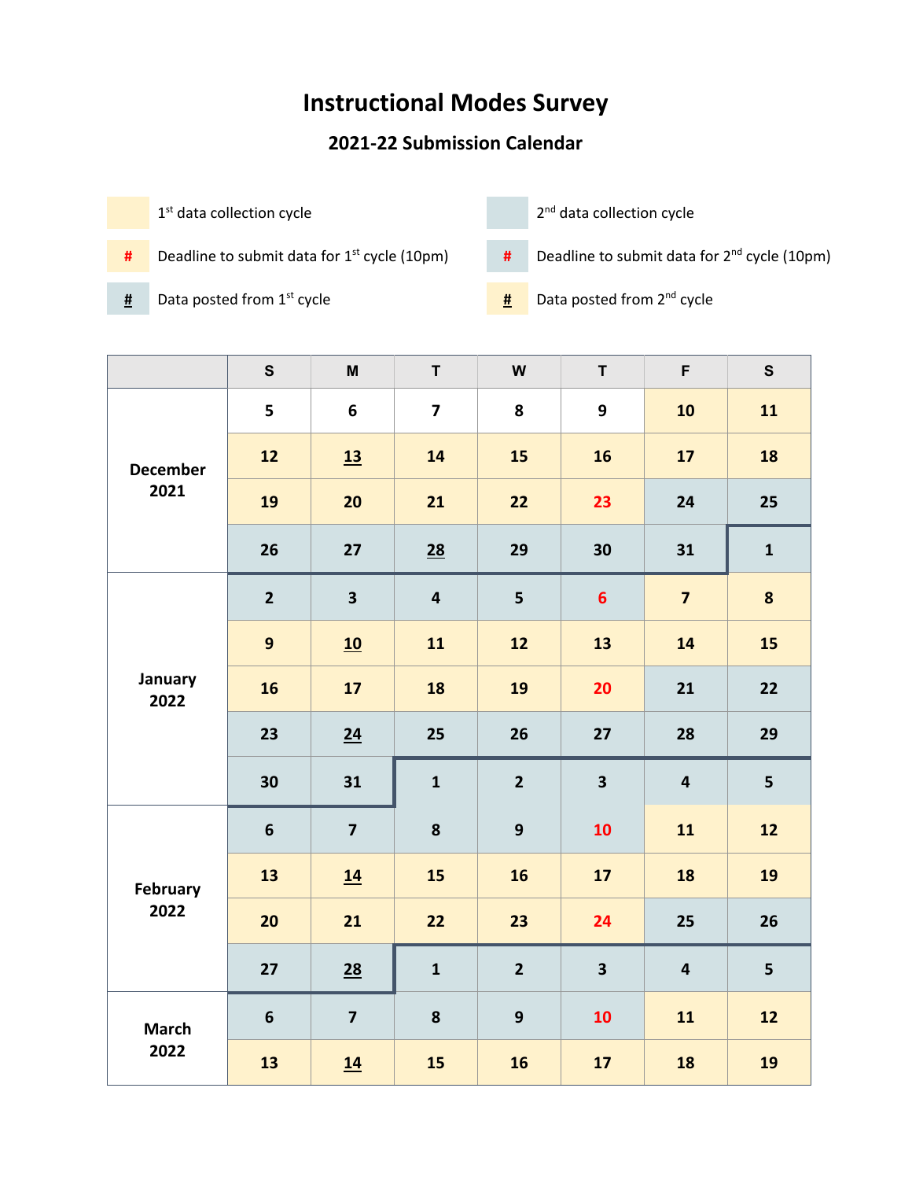# Instructional Modes Survey

## 2021-22 Submission Calendar

| | |
|---|---|
| 1st data collection cycle | 2nd data collection cycle |
| # Deadline to submit data for 1st cycle (10pm) | # Deadline to submit data for 2nd cycle (10pm) |
| # Data posted from 1st cycle | # Data posted from 2nd cycle |

| | S | M | T | W | T | F | S |
|---|---|---|---|---|---|---|---|
| December 2021 | 5 | 6 | 7 | 8 | 9 | 10 | 11 |
| | 12 | 13 | 14 | 15 | 16 | 17 | 18 |
| | 19 | 20 | 21 | 22 | 23 | 24 | 25 |
| | 26 | 27 | 28 | 29 | 30 | 31 | 1 |
| January 2022 | 2 | 3 | 4 | 5 | 6 | 7 | 8 |
| | 9 | 10 | 11 | 12 | 13 | 14 | 15 |
| | 16 | 17 | 18 | 19 | 20 | 21 | 22 |
| | 23 | 24 | 25 | 26 | 27 | 28 | 29 |
| | 30 | 31 | 1 | 2 | 3 | 4 | 5 |
| February 2022 | 6 | 7 | 8 | 9 | 10 | 11 | 12 |
| | 13 | 14 | 15 | 16 | 17 | 18 | 19 |
| | 20 | 21 | 22 | 23 | 24 | 25 | 26 |
| | 27 | 28 | 1 | 2 | 3 | 4 | 5 |
| March 2022 | 6 | 7 | 8 | 9 | 10 | 11 | 12 |
| | 13 | 14 | 15 | 16 | 17 | 18 | 19 |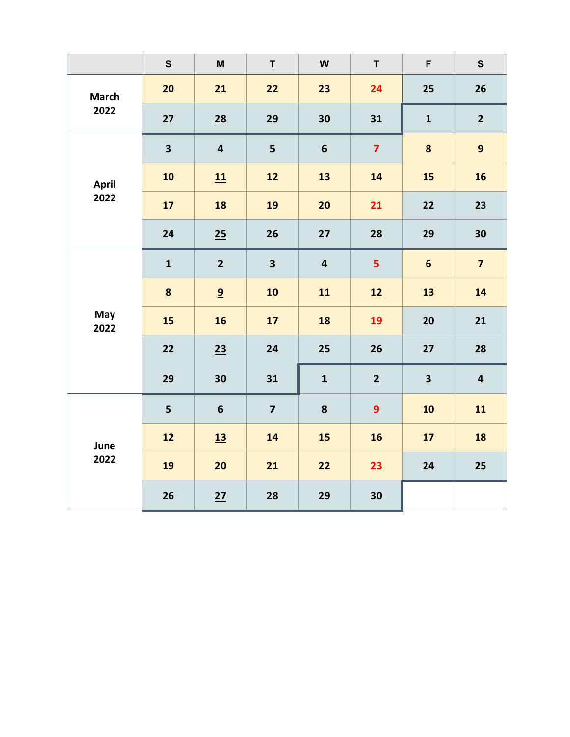| | S | M | T | W | T | F | S |
|---|---|---|---|---|---|---|---|
| March 2022 | 20 | 21 | 22 | 23 | 24 | 25 | 26 |
| | 27 | 28 | 29 | 30 | 31 | 1 | 2 |
| April 2022 | 3 | 4 | 5 | 6 | 7 | 8 | 9 |
| | 10 | 11 | 12 | 13 | 14 | 15 | 16 |
| | 17 | 18 | 19 | 20 | 21 | 22 | 23 |
| | 24 | 25 | 26 | 27 | 28 | 29 | 30 |
| May 2022 | 1 | 2 | 3 | 4 | 5 | 6 | 7 |
| | 8 | 9 | 10 | 11 | 12 | 13 | 14 |
| | 15 | 16 | 17 | 18 | 19 | 20 | 21 |
| | 22 | 23 | 24 | 25 | 26 | 27 | 28 |
| | 29 | 30 | 31 | 1 | 2 | 3 | 4 |
| June 2022 | 5 | 6 | 7 | 8 | 9 | 10 | 11 |
| | 12 | 13 | 14 | 15 | 16 | 17 | 18 |
| | 19 | 20 | 21 | 22 | 23 | 24 | 25 |
| | 26 | 27 | 28 | 29 | 30 | | |